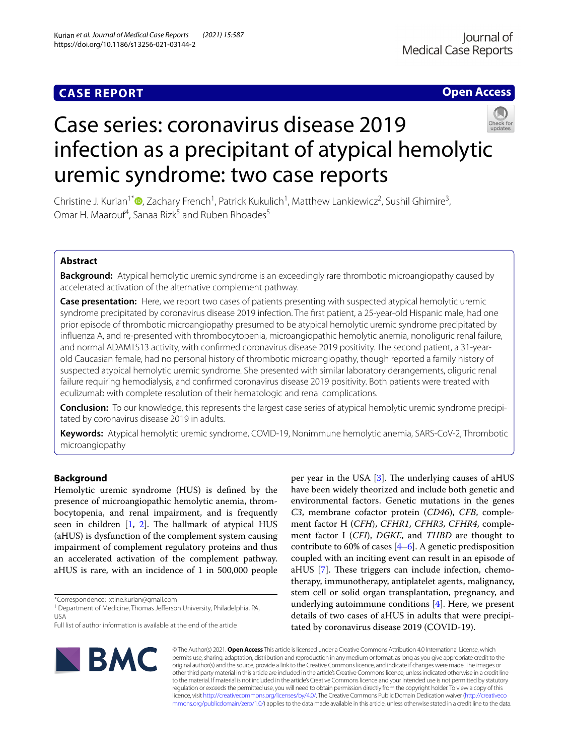**CASE REPORT** **Open Access**

# Case series: coronavirus disease 2019 infection as a precipitant of atypical hemolytic uremic syndrome: two case reports

Christine J. Kurian[1*], Zachary French[1], Patrick Kukulich[1], Matthew Lankiewicz[2], Sushil Ghimire[3], Omar H. Maarouf[4], Sanaa Rizk[5] and Ruben Rhoades[5]

## Abstract

**Background:** Atypical hemolytic uremic syndrome is an exceedingly rare thrombotic microangiopathy caused by accelerated activation of the alternative complement pathway.

**Case presentation:** Here, we report two cases of patients presenting with suspected atypical hemolytic uremic syndrome precipitated by coronavirus disease 2019 infection. The first patient, a 25-year-old Hispanic male, had one prior episode of thrombotic microangiopathy presumed to be atypical hemolytic uremic syndrome precipitated by influenza A, and re-presented with thrombocytopenia, microangiopathic hemolytic anemia, nonoliguric renal failure, and normal ADAMTS13 activity, with confirmed coronavirus disease 2019 positivity. The second patient, a 31-year-old Caucasian female, had no personal history of thrombotic microangiopathy, though reported a family history of suspected atypical hemolytic uremic syndrome. She presented with similar laboratory derangements, oliguric renal failure requiring hemodialysis, and confirmed coronavirus disease 2019 positivity. Both patients were treated with eculizumab with complete resolution of their hematologic and renal complications.

**Conclusion:** To our knowledge, this represents the largest case series of atypical hemolytic uremic syndrome precipitated by coronavirus disease 2019 in adults.

**Keywords:** Atypical hemolytic uremic syndrome, COVID-19, Nonimmune hemolytic anemia, SARS-CoV-2, Thrombotic microangiopathy

## Background

Hemolytic uremic syndrome (HUS) is defined by the presence of microangiopathic hemolytic anemia, thrombocytopenia, and renal impairment, and is frequently seen in children [1, 2]. The hallmark of atypical HUS (aHUS) is dysfunction of the complement system causing impairment of complement regulatory proteins and thus an accelerated activation of the complement pathway. aHUS is rare, with an incidence of 1 in 500,000 people per year in the USA [3]. The underlying causes of aHUS have been widely theorized and include both genetic and environmental factors. Genetic mutations in the genes *C3*, membrane cofactor protein (*CD46*), *CFB*, complement factor H (*CFH*), *CFHR1*, *CFHR3*, *CFHR4*, complement factor I (*CFI*), *DGKE*, and *THBD* are thought to contribute to 60% of cases [4–6]. A genetic predisposition coupled with an inciting event can result in an episode of aHUS [7]. These triggers can include infection, chemotherapy, immunotherapy, antiplatelet agents, malignancy, stem cell or solid organ transplantation, pregnancy, and underlying autoimmune conditions [4]. Here, we present details of two cases of aHUS in adults that were precipitated by coronavirus disease 2019 (COVID-19).

*Correspondence: xtine.kurian@gmail.com

[1] Department of Medicine, Thomas Jefferson University, Philadelphia, PA, USA

Full list of author information is available at the end of the article

© The Author(s) 2021. **Open Access** This article is licensed under a Creative Commons Attribution 4.0 International License, which permits use, sharing, adaptation, distribution and reproduction in any medium or format, as long as you give appropriate credit to the original author(s) and the source, provide a link to the Creative Commons licence, and indicate if changes were made. The images or other third party material in this article are included in the article's Creative Commons licence, unless indicated otherwise in a credit line to the material. If material is not included in the article's Creative Commons licence and your intended use is not permitted by statutory regulation or exceeds the permitted use, you will need to obtain permission directly from the copyright holder. To view a copy of this licence, visit http://creativecommons.org/licenses/by/4.0/. The Creative Commons Public Domain Dedication waiver (http://creativecommons.org/publicdomain/zero/1.0/) applies to the data made available in this article, unless otherwise stated in a credit line to the data.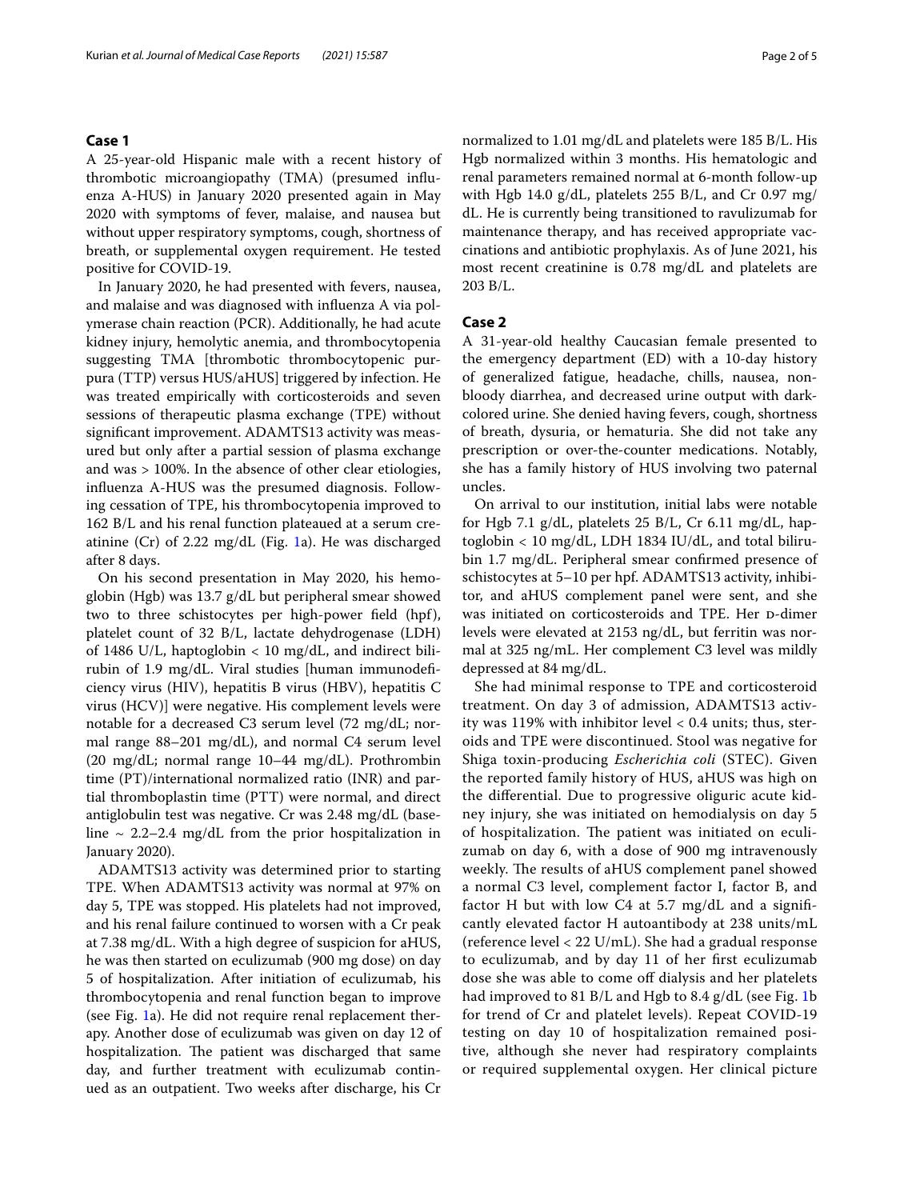## Case 1

A 25-year-old Hispanic male with a recent history of thrombotic microangiopathy (TMA) (presumed influenza A-HUS) in January 2020 presented again in May 2020 with symptoms of fever, malaise, and nausea but without upper respiratory symptoms, cough, shortness of breath, or supplemental oxygen requirement. He tested positive for COVID-19.

In January 2020, he had presented with fevers, nausea, and malaise and was diagnosed with influenza A via polymerase chain reaction (PCR). Additionally, he had acute kidney injury, hemolytic anemia, and thrombocytopenia suggesting TMA [thrombotic thrombocytopenic purpura (TTP) versus HUS/aHUS] triggered by infection. He was treated empirically with corticosteroids and seven sessions of therapeutic plasma exchange (TPE) without significant improvement. ADAMTS13 activity was measured but only after a partial session of plasma exchange and was > 100%. In the absence of other clear etiologies, influenza A-HUS was the presumed diagnosis. Following cessation of TPE, his thrombocytopenia improved to 162 B/L and his renal function plateaued at a serum creatinine (Cr) of 2.22 mg/dL (Fig. 1a). He was discharged after 8 days.

On his second presentation in May 2020, his hemoglobin (Hgb) was 13.7 g/dL but peripheral smear showed two to three schistocytes per high-power field (hpf), platelet count of 32 B/L, lactate dehydrogenase (LDH) of 1486 U/L, haptoglobin < 10 mg/dL, and indirect bilirubin of 1.9 mg/dL. Viral studies [human immunodeficiency virus (HIV), hepatitis B virus (HBV), hepatitis C virus (HCV)] were negative. His complement levels were notable for a decreased C3 serum level (72 mg/dL; normal range 88–201 mg/dL), and normal C4 serum level (20 mg/dL; normal range 10–44 mg/dL). Prothrombin time (PT)/international normalized ratio (INR) and partial thromboplastin time (PTT) were normal, and direct antiglobulin test was negative. Cr was 2.48 mg/dL (baseline ~ 2.2–2.4 mg/dL from the prior hospitalization in January 2020).

ADAMTS13 activity was determined prior to starting TPE. When ADAMTS13 activity was normal at 97% on day 5, TPE was stopped. His platelets had not improved, and his renal failure continued to worsen with a Cr peak at 7.38 mg/dL. With a high degree of suspicion for aHUS, he was then started on eculizumab (900 mg dose) on day 5 of hospitalization. After initiation of eculizumab, his thrombocytopenia and renal function began to improve (see Fig. 1a). He did not require renal replacement therapy. Another dose of eculizumab was given on day 12 of hospitalization. The patient was discharged that same day, and further treatment with eculizumab continued as an outpatient. Two weeks after discharge, his Cr normalized to 1.01 mg/dL and platelets were 185 B/L. His Hgb normalized within 3 months. His hematologic and renal parameters remained normal at 6-month follow-up with Hgb 14.0 g/dL, platelets 255 B/L, and Cr 0.97 mg/dL. He is currently being transitioned to ravulizumab for maintenance therapy, and has received appropriate vaccinations and antibiotic prophylaxis. As of June 2021, his most recent creatinine is 0.78 mg/dL and platelets are 203 B/L.

## Case 2

A 31-year-old healthy Caucasian female presented to the emergency department (ED) with a 10-day history of generalized fatigue, headache, chills, nausea, nonbloody diarrhea, and decreased urine output with dark-colored urine. She denied having fevers, cough, shortness of breath, dysuria, or hematuria. She did not take any prescription or over-the-counter medications. Notably, she has a family history of HUS involving two paternal uncles.

On arrival to our institution, initial labs were notable for Hgb 7.1 g/dL, platelets 25 B/L, Cr 6.11 mg/dL, haptoglobin < 10 mg/dL, LDH 1834 IU/dL, and total bilirubin 1.7 mg/dL. Peripheral smear confirmed presence of schistocytes at 5–10 per hpf. ADAMTS13 activity, inhibitor, and aHUS complement panel were sent, and she was initiated on corticosteroids and TPE. Her D-dimer levels were elevated at 2153 ng/dL, but ferritin was normal at 325 ng/mL. Her complement C3 level was mildly depressed at 84 mg/dL.

She had minimal response to TPE and corticosteroid treatment. On day 3 of admission, ADAMTS13 activity was 119% with inhibitor level < 0.4 units; thus, steroids and TPE were discontinued. Stool was negative for Shiga toxin-producing *Escherichia coli* (STEC). Given the reported family history of HUS, aHUS was high on the differential. Due to progressive oliguric acute kidney injury, she was initiated on hemodialysis on day 5 of hospitalization. The patient was initiated on eculizumab on day 6, with a dose of 900 mg intravenously weekly. The results of aHUS complement panel showed a normal C3 level, complement factor I, factor B, and factor H but with low C4 at 5.7 mg/dL and a significantly elevated factor H autoantibody at 238 units/mL (reference level < 22 U/mL). She had a gradual response to eculizumab, and by day 11 of her first eculizumab dose she was able to come off dialysis and her platelets had improved to 81 B/L and Hgb to 8.4 g/dL (see Fig. 1b for trend of Cr and platelet levels). Repeat COVID-19 testing on day 10 of hospitalization remained positive, although she never had respiratory complaints or required supplemental oxygen. Her clinical picture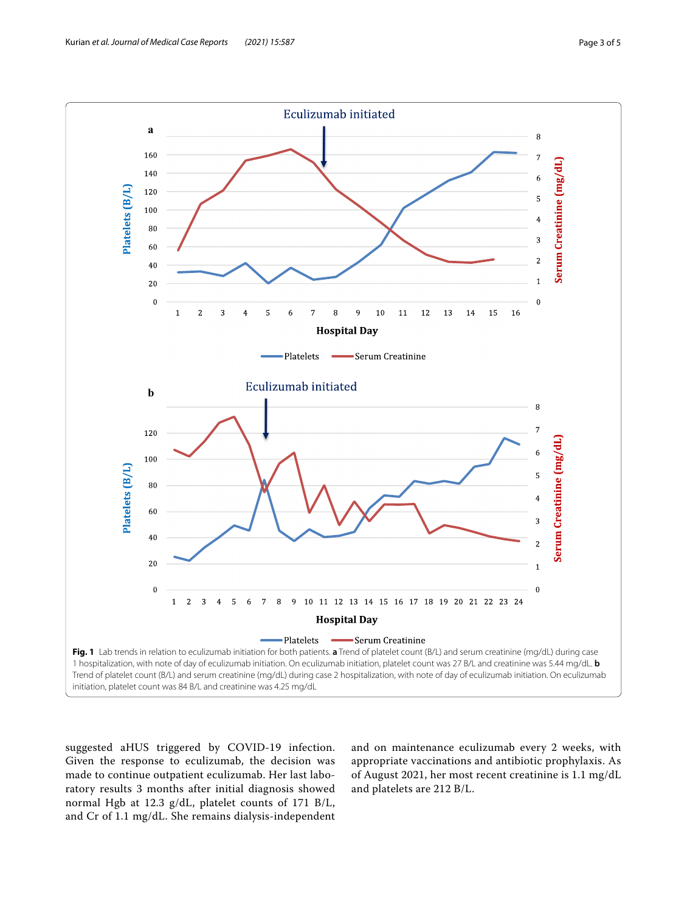**Fig. 1** Lab trends in relation to eculizumab initiation for both patients. **a** Trend of platelet count (B/L) and serum creatinine (mg/dL) during case 1 hospitalization, with note of day of eculizumab initiation. On eculizumab initiation, platelet count was 27 B/L and creatinine was 5.44 mg/dL. **b** Trend of platelet count (B/L) and serum creatinine (mg/dL) during case 2 hospitalization, with note of day of eculizumab initiation. On eculizumab initiation, platelet count was 84 B/L and creatinine was 4.25 mg/dL

suggested aHUS triggered by COVID-19 infection. Given the response to eculizumab, the decision was made to continue outpatient eculizumab. Her last laboratory results 3 months after initial diagnosis showed normal Hgb at 12.3 g/dL, platelet counts of 171 B/L, and Cr of 1.1 mg/dL. She remains dialysis-independent and on maintenance eculizumab every 2 weeks, with appropriate vaccinations and antibiotic prophylaxis. As of August 2021, her most recent creatinine is 1.1 mg/dL and platelets are 212 B/L.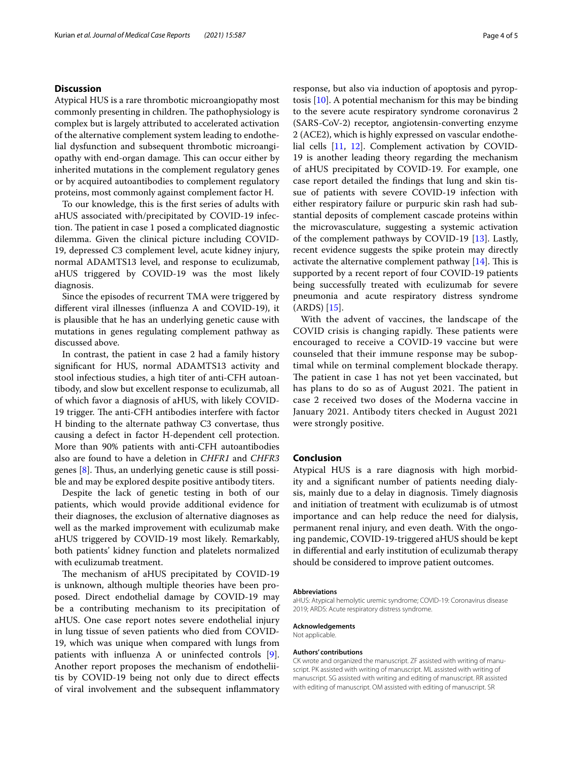## Discussion

Atypical HUS is a rare thrombotic microangiopathy most commonly presenting in children. The pathophysiology is complex but is largely attributed to accelerated activation of the alternative complement system leading to endothelial dysfunction and subsequent thrombotic microangiopathy with end-organ damage. This can occur either by inherited mutations in the complement regulatory genes or by acquired autoantibodies to complement regulatory proteins, most commonly against complement factor H.

To our knowledge, this is the first series of adults with aHUS associated with/precipitated by COVID-19 infection. The patient in case 1 posed a complicated diagnostic dilemma. Given the clinical picture including COVID-19, depressed C3 complement level, acute kidney injury, normal ADAMTS13 level, and response to eculizumab, aHUS triggered by COVID-19 was the most likely diagnosis.

Since the episodes of recurrent TMA were triggered by different viral illnesses (influenza A and COVID-19), it is plausible that he has an underlying genetic cause with mutations in genes regulating complement pathway as discussed above.

In contrast, the patient in case 2 had a family history significant for HUS, normal ADAMTS13 activity and stool infectious studies, a high titer of anti-CFH autoantibody, and slow but excellent response to eculizumab, all of which favor a diagnosis of aHUS, with likely COVID-19 trigger. The anti-CFH antibodies interfere with factor H binding to the alternate pathway C3 convertase, thus causing a defect in factor H-dependent cell protection. More than 90% patients with anti-CFH autoantibodies also are found to have a deletion in *CHFR1* and *CHFR3* genes [8]. Thus, an underlying genetic cause is still possible and may be explored despite positive antibody titers.

Despite the lack of genetic testing in both of our patients, which would provide additional evidence for their diagnoses, the exclusion of alternative diagnoses as well as the marked improvement with eculizumab make aHUS triggered by COVID-19 most likely. Remarkably, both patients' kidney function and platelets normalized with eculizumab treatment.

The mechanism of aHUS precipitated by COVID-19 is unknown, although multiple theories have been proposed. Direct endothelial damage by COVID-19 may be a contributing mechanism to its precipitation of aHUS. One case report notes severe endothelial injury in lung tissue of seven patients who died from COVID-19, which was unique when compared with lungs from patients with influenza A or uninfected controls [9]. Another report proposes the mechanism of endotheliitis by COVID-19 being not only due to direct effects of viral involvement and the subsequent inflammatory response, but also via induction of apoptosis and pyroptosis [10]. A potential mechanism for this may be binding to the severe acute respiratory syndrome coronavirus 2 (SARS-CoV-2) receptor, angiotensin-converting enzyme 2 (ACE2), which is highly expressed on vascular endothelial cells [11, 12]. Complement activation by COVID-19 is another leading theory regarding the mechanism of aHUS precipitated by COVID-19. For example, one case report detailed the findings that lung and skin tissue of patients with severe COVID-19 infection with either respiratory failure or purpuric skin rash had substantial deposits of complement cascade proteins within the microvasculature, suggesting a systemic activation of the complement pathways by COVID-19 [13]. Lastly, recent evidence suggests the spike protein may directly activate the alternative complement pathway [14]. This is supported by a recent report of four COVID-19 patients being successfully treated with eculizumab for severe pneumonia and acute respiratory distress syndrome (ARDS) [15].

With the advent of vaccines, the landscape of the COVID crisis is changing rapidly. These patients were encouraged to receive a COVID-19 vaccine but were counseled that their immune response may be suboptimal while on terminal complement blockade therapy. The patient in case 1 has not yet been vaccinated, but has plans to do so as of August 2021. The patient in case 2 received two doses of the Moderna vaccine in January 2021. Antibody titers checked in August 2021 were strongly positive.

## Conclusion

Atypical HUS is a rare diagnosis with high morbidity and a significant number of patients needing dialysis, mainly due to a delay in diagnosis. Timely diagnosis and initiation of treatment with eculizumab is of utmost importance and can help reduce the need for dialysis, permanent renal injury, and even death. With the ongoing pandemic, COVID-19-triggered aHUS should be kept in differential and early institution of eculizumab therapy should be considered to improve patient outcomes.

#### Abbreviations

aHUS: Atypical hemolytic uremic syndrome; COVID-19: Coronavirus disease 2019; ARDS: Acute respiratory distress syndrome.

#### Acknowledgements

Not applicable.

#### Authors' contributions

CK wrote and organized the manuscript. ZF assisted with writing of manuscript. PK assisted with writing of manuscript. ML assisted with writing of manuscript. SG assisted with writing and editing of manuscript. RR assisted with editing of manuscript. OM assisted with editing of manuscript. SR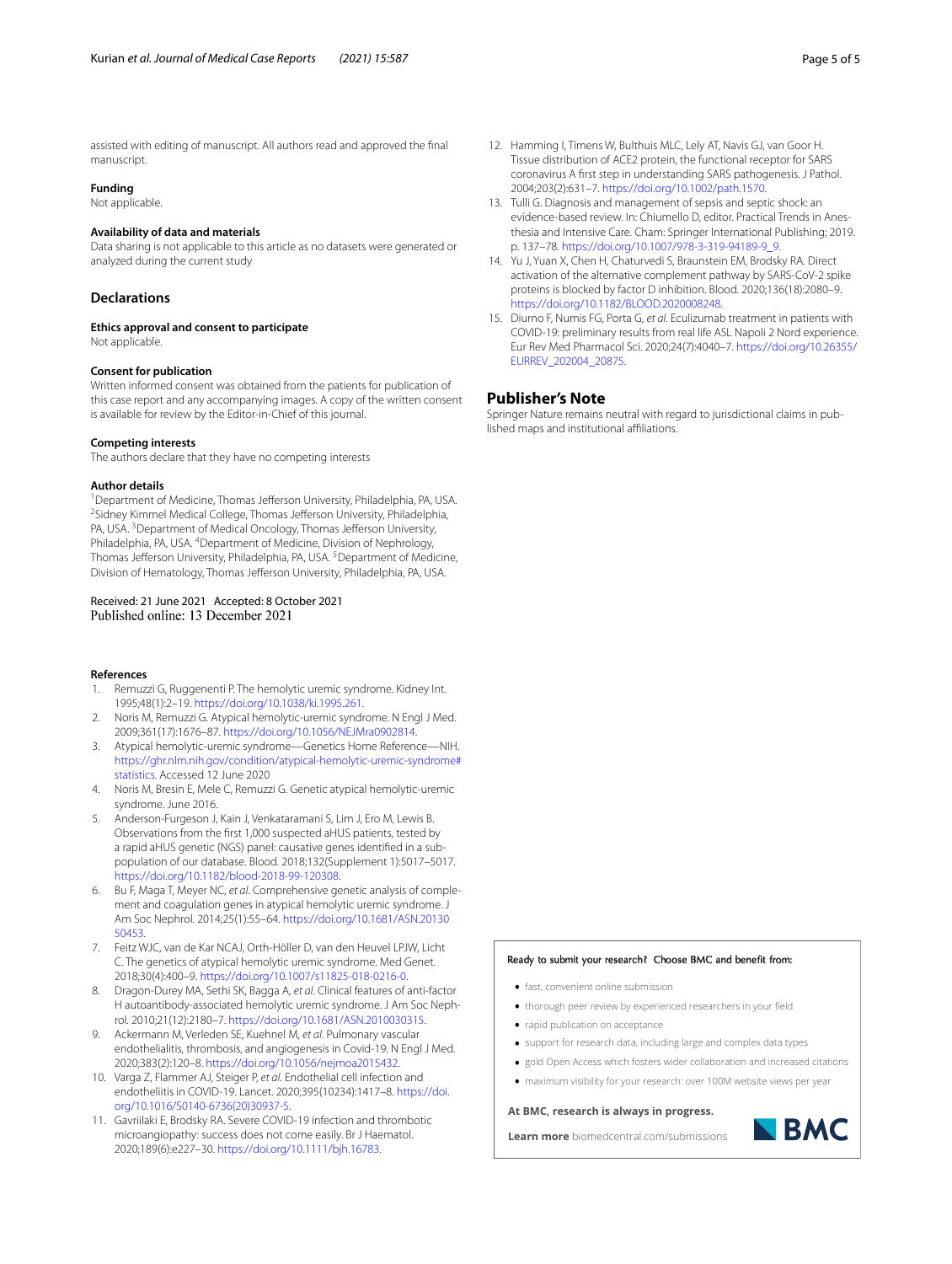assisted with editing of manuscript. All authors read and approved the final manuscript.

### Funding

Not applicable.

### Availability of data and materials

Data sharing is not applicable to this article as no datasets were generated or analyzed during the current study

## Declarations

### Ethics approval and consent to participate

Not applicable.

### Consent for publication

Written informed consent was obtained from the patients for publication of this case report and any accompanying images. A copy of the written consent is available for review by the Editor-in-Chief of this journal.

### Competing interests

The authors declare that they have no competing interests

### Author details

[1]Department of Medicine, Thomas Jefferson University, Philadelphia, PA, USA. [2]Sidney Kimmel Medical College, Thomas Jefferson University, Philadelphia, PA, USA. [3]Department of Medical Oncology, Thomas Jefferson University, Philadelphia, PA, USA. [4]Department of Medicine, Division of Nephrology, Thomas Jefferson University, Philadelphia, PA, USA. [5]Department of Medicine, Division of Hematology, Thomas Jefferson University, Philadelphia, PA, USA.

Received: 21 June 2021 Accepted: 8 October 2021
Published online: 13 December 2021

### References

1. Remuzzi G, Ruggenenti P. The hemolytic uremic syndrome. Kidney Int. 1995;48(1):2–19. https://doi.org/10.1038/ki.1995.261.
2. Noris M, Remuzzi G. Atypical hemolytic-uremic syndrome. N Engl J Med. 2009;361(17):1676–87. https://doi.org/10.1056/NEJMra0902814.
3. Atypical hemolytic-uremic syndrome—Genetics Home Reference—NIH. https://ghr.nlm.nih.gov/condition/atypical-hemolytic-uremic-syndrome#statistics. Accessed 12 June 2020
4. Noris M, Bresin E, Mele C, Remuzzi G. Genetic atypical hemolytic-uremic syndrome. June 2016.
5. Anderson-Furgeson J, Kain J, Venkataramani S, Lim J, Ero M, Lewis B. Observations from the first 1,000 suspected aHUS patients, tested by a rapid aHUS genetic (NGS) panel: causative genes identified in a subpopulation of our database. Blood. 2018;132(Supplement 1):5017–5017. https://doi.org/10.1182/blood-2018-99-120308.
6. Bu F, Maga T, Meyer NC, *et al*. Comprehensive genetic analysis of complement and coagulation genes in atypical hemolytic uremic syndrome. J Am Soc Nephrol. 2014;25(1):55–64. https://doi.org/10.1681/ASN.2013050453.
7. Feitz WJC, van de Kar NCAJ, Orth-Höller D, van den Heuvel LPJW, Licht C. The genetics of atypical hemolytic uremic syndrome. Med Genet. 2018;30(4):400–9. https://doi.org/10.1007/s11825-018-0216-0.
8. Dragon-Durey MA, Sethi SK, Bagga A, *et al*. Clinical features of anti-factor H autoantibody-associated hemolytic uremic syndrome. J Am Soc Nephrol. 2010;21(12):2180–7. https://doi.org/10.1681/ASN.2010030315.
9. Ackermann M, Verleden SE, Kuehnel M, *et al*. Pulmonary vascular endothelialitis, thrombosis, and angiogenesis in Covid-19. N Engl J Med. 2020;383(2):120–8. https://doi.org/10.1056/nejmoa2015432.
10. Varga Z, Flammer AJ, Steiger P, *et al*. Endothelial cell infection and endotheliitis in COVID-19. Lancet. 2020;395(10234):1417–8. https://doi.org/10.1016/S0140-6736(20)30937-5.
11. Gavriilaki E, Brodsky RA. Severe COVID-19 infection and thrombotic microangiopathy: success does not come easily. Br J Haematol. 2020;189(6):e227–30. https://doi.org/10.1111/bjh.16783.
12. Hamming I, Timens W, Bulthuis MLC, Lely AT, Navis GJ, van Goor H. Tissue distribution of ACE2 protein, the functional receptor for SARS coronavirus A first step in understanding SARS pathogenesis. J Pathol. 2004;203(2):631–7. https://doi.org/10.1002/path.1570.
13. Tulli G. Diagnosis and management of sepsis and septic shock: an evidence-based review. In: Chiumello D, editor. Practical Trends in Anesthesia and Intensive Care. Cham: Springer International Publishing; 2019. p. 137–78. https://doi.org/10.1007/978-3-319-94189-9_9.
14. Yu J, Yuan X, Chen H, Chaturvedi S, Braunstein EM, Brodsky RA. Direct activation of the alternative complement pathway by SARS-CoV-2 spike proteins is blocked by factor D inhibition. Blood. 2020;136(18):2080–9. https://doi.org/10.1182/BLOOD.2020008248.
15. Diurno F, Numis FG, Porta G, *et al*. Eculizumab treatment in patients with COVID-19: preliminary results from real life ASL Napoli 2 Nord experience. Eur Rev Med Pharmacol Sci. 2020;24(7):4040–7. https://doi.org/10.26355/EURREV_202004_20875.

## Publisher's Note

Springer Nature remains neutral with regard to jurisdictional claims in published maps and institutional affiliations.

Ready to submit your research? Choose BMC and benefit from:

- fast, convenient online submission
- thorough peer review by experienced researchers in your field
- rapid publication on acceptance
- support for research data, including large and complex data types
- gold Open Access which fosters wider collaboration and increased citations
- maximum visibility for your research: over 100M website views per year

**At BMC, research is always in progress.**

**Learn more** biomedcentral.com/submissions

BMC